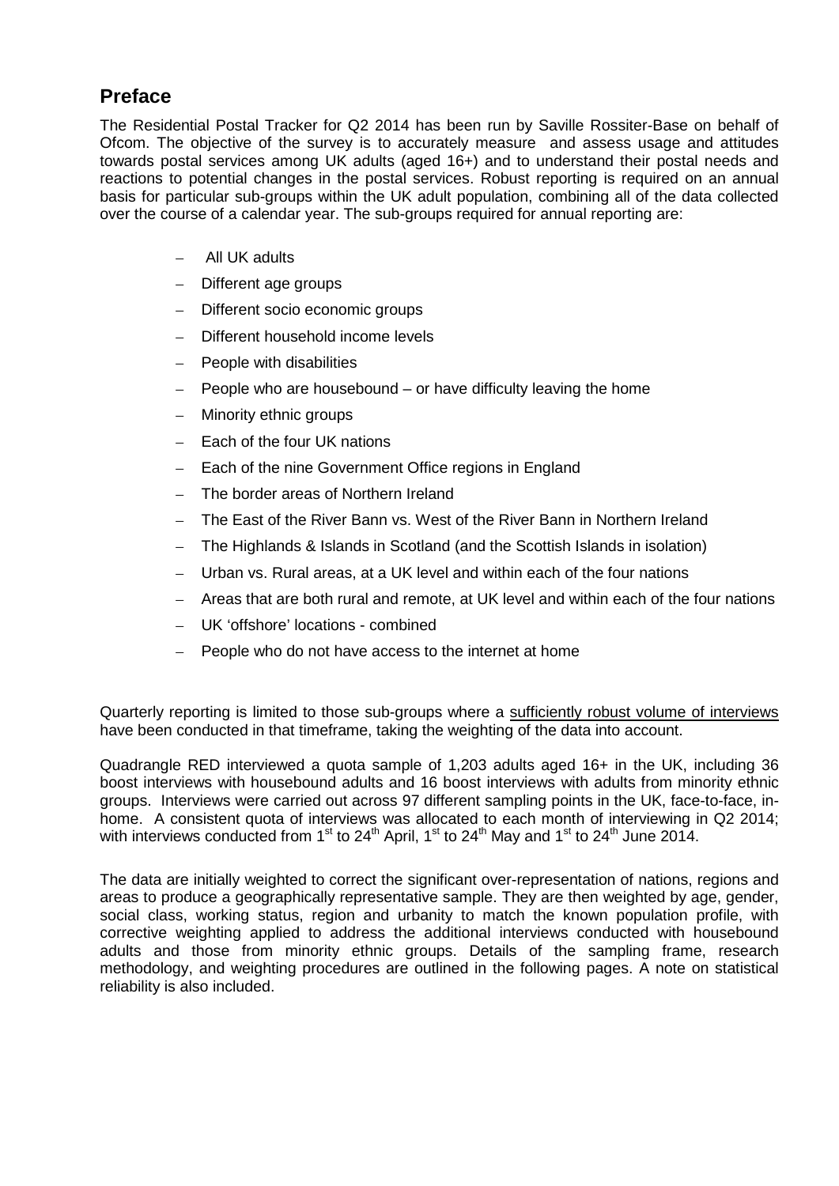## Preface

The Residential Postal Tracker for Q2 2014 has been run by Saville Rossiter-Base on behalf of Ofcom. The objective of the survey is to accurately measure and assess usage and attitudes towards postal services among UK adults (aged 16+) and to understand their postal needs and reactions to potential changes in the postal services. Robust reporting is required on an annual basis for particular sub-groups within the UK adult population, combining all of the data collected over the course of a calendar year. The sub-groups required for annual reporting are:

- All UK adults
- Different age groups
- Different socio economic groups
- Different household income levels
- People with disabilities
- People who are housebound – or have difficulty leaving the home
- Minority ethnic groups
- Each of the four UK nations
- Each of the nine Government Office regions in England
- The border areas of Northern Ireland
- The East of the River Bann vs. West of the River Bann in Northern Ireland
- The Highlands & Islands in Scotland (and the Scottish Islands in isolation)
- Urban vs. Rural areas, at a UK level and within each of the four nations
- Areas that are both rural and remote, at UK level and within each of the four nations
- UK 'offshore' locations - combined
- People who do not have access to the internet at home

Quarterly reporting is limited to those sub-groups where a sufficiently robust volume of interviews have been conducted in that timeframe, taking the weighting of the data into account.

Quadrangle RED interviewed a quota sample of 1,203 adults aged 16+ in the UK, including 36 boost interviews with housebound adults and 16 boost interviews with adults from minority ethnic groups. Interviews were carried out across 97 different sampling points in the UK, face-to-face, in-home. A consistent quota of interviews was allocated to each month of interviewing in Q2 2014; with interviews conducted from 1st to 24th April, 1st to 24th May and 1st to 24th June 2014.

The data are initially weighted to correct the significant over-representation of nations, regions and areas to produce a geographically representative sample. They are then weighted by age, gender, social class, working status, region and urbanity to match the known population profile, with corrective weighting applied to address the additional interviews conducted with housebound adults and those from minority ethnic groups. Details of the sampling frame, research methodology, and weighting procedures are outlined in the following pages. A note on statistical reliability is also included.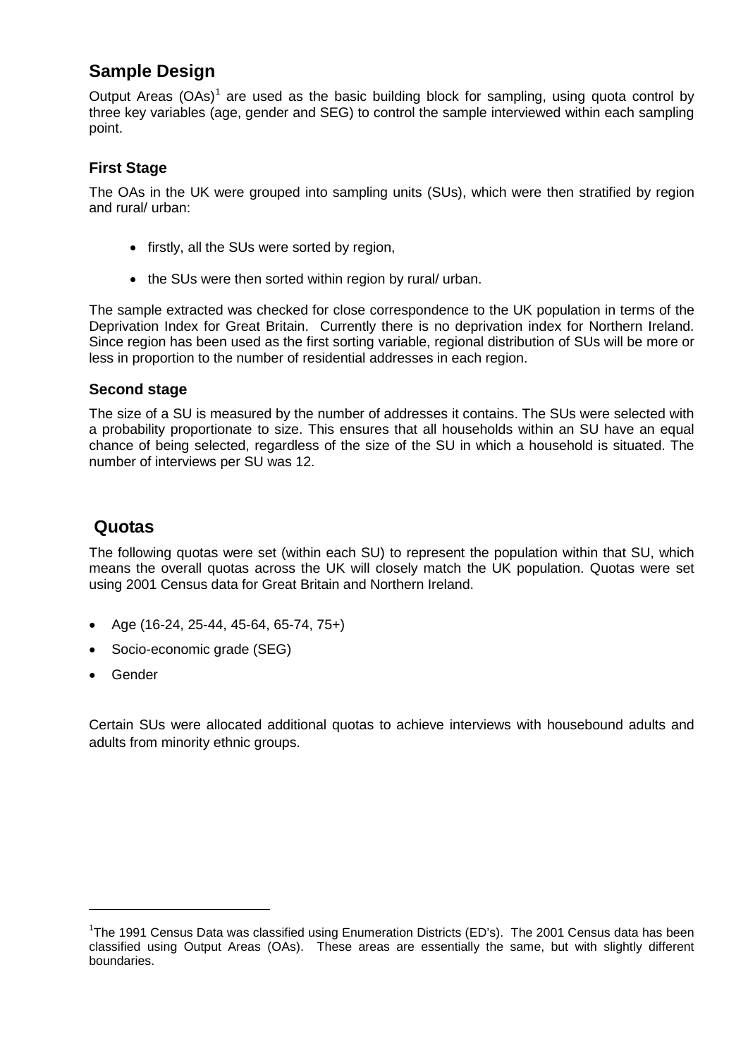## Sample Design

Output Areas (OAs)[1] are used as the basic building block for sampling, using quota control by three key variables (age, gender and SEG) to control the sample interviewed within each sampling point.

### First Stage

The OAs in the UK were grouped into sampling units (SUs), which were then stratified by region and rural/ urban:

- firstly, all the SUs were sorted by region,
- the SUs were then sorted within region by rural/ urban.

The sample extracted was checked for close correspondence to the UK population in terms of the Deprivation Index for Great Britain. Currently there is no deprivation index for Northern Ireland. Since region has been used as the first sorting variable, regional distribution of SUs will be more or less in proportion to the number of residential addresses in each region.

### Second stage

The size of a SU is measured by the number of addresses it contains. The SUs were selected with a probability proportionate to size. This ensures that all households within an SU have an equal chance of being selected, regardless of the size of the SU in which a household is situated. The number of interviews per SU was 12.

## Quotas

The following quotas were set (within each SU) to represent the population within that SU, which means the overall quotas across the UK will closely match the UK population. Quotas were set using 2001 Census data for Great Britain and Northern Ireland.

- Age (16-24, 25-44, 45-64, 65-74, 75+)
- Socio-economic grade (SEG)
- Gender

Certain SUs were allocated additional quotas to achieve interviews with housebound adults and adults from minority ethnic groups.

[1] The 1991 Census Data was classified using Enumeration Districts (ED's). The 2001 Census data has been classified using Output Areas (OAs). These areas are essentially the same, but with slightly different boundaries.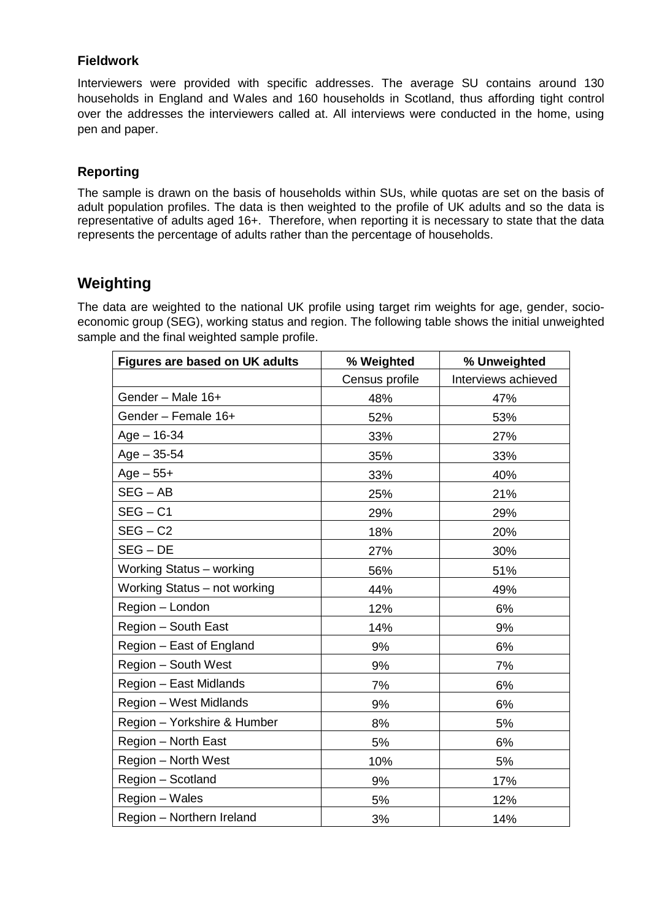### Fieldwork

Interviewers were provided with specific addresses. The average SU contains around 130 households in England and Wales and 160 households in Scotland, thus affording tight control over the addresses the interviewers called at. All interviews were conducted in the home, using pen and paper.

### Reporting

The sample is drawn on the basis of households within SUs, while quotas are set on the basis of adult population profiles. The data is then weighted to the profile of UK adults and so the data is representative of adults aged 16+. Therefore, when reporting it is necessary to state that the data represents the percentage of adults rather than the percentage of households.

## Weighting

The data are weighted to the national UK profile using target rim weights for age, gender, socio-economic group (SEG), working status and region. The following table shows the initial unweighted sample and the final weighted sample profile.

| Figures are based on UK adults | % Weighted | % Unweighted |
|---|---|---|
| | Census profile | Interviews achieved |
| Gender – Male 16+ | 48% | 47% |
| Gender – Female 16+ | 52% | 53% |
| Age – 16-34 | 33% | 27% |
| Age – 35-54 | 35% | 33% |
| Age – 55+ | 33% | 40% |
| SEG – AB | 25% | 21% |
| SEG – C1 | 29% | 29% |
| SEG – C2 | 18% | 20% |
| SEG – DE | 27% | 30% |
| Working Status – working | 56% | 51% |
| Working Status – not working | 44% | 49% |
| Region – London | 12% | 6% |
| Region – South East | 14% | 9% |
| Region – East of England | 9% | 6% |
| Region – South West | 9% | 7% |
| Region – East Midlands | 7% | 6% |
| Region – West Midlands | 9% | 6% |
| Region – Yorkshire & Humber | 8% | 5% |
| Region – North East | 5% | 6% |
| Region – North West | 10% | 5% |
| Region – Scotland | 9% | 17% |
| Region – Wales | 5% | 12% |
| Region – Northern Ireland | 3% | 14% |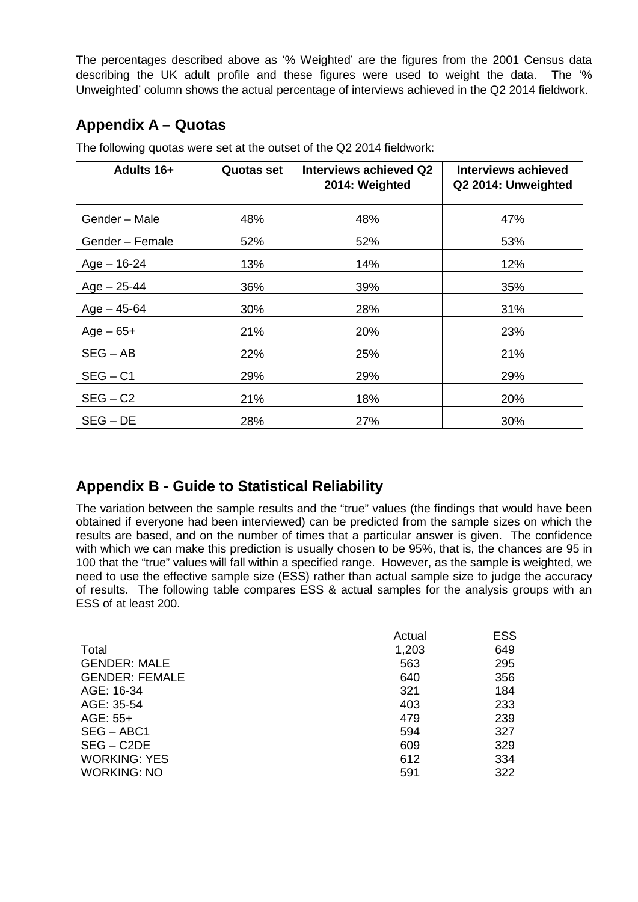The percentages described above as '% Weighted' are the figures from the 2001 Census data describing the UK adult profile and these figures were used to weight the data. The '% Unweighted' column shows the actual percentage of interviews achieved in the Q2 2014 fieldwork.

## Appendix A – Quotas

The following quotas were set at the outset of the Q2 2014 fieldwork:

| Adults 16+ | Quotas set | Interviews achieved Q2 2014: Weighted | Interviews achieved Q2 2014: Unweighted |
|---|---|---|---|
| Gender – Male | 48% | 48% | 47% |
| Gender – Female | 52% | 52% | 53% |
| Age – 16-24 | 13% | 14% | 12% |
| Age – 25-44 | 36% | 39% | 35% |
| Age – 45-64 | 30% | 28% | 31% |
| Age – 65+ | 21% | 20% | 23% |
| SEG – AB | 22% | 25% | 21% |
| SEG – C1 | 29% | 29% | 29% |
| SEG – C2 | 21% | 18% | 20% |
| SEG – DE | 28% | 27% | 30% |

## Appendix B - Guide to Statistical Reliability

The variation between the sample results and the "true" values (the findings that would have been obtained if everyone had been interviewed) can be predicted from the sample sizes on which the results are based, and on the number of times that a particular answer is given. The confidence with which we can make this prediction is usually chosen to be 95%, that is, the chances are 95 in 100 that the "true" values will fall within a specified range. However, as the sample is weighted, we need to use the effective sample size (ESS) rather than actual sample size to judge the accuracy of results. The following table compares ESS & actual samples for the analysis groups with an ESS of at least 200.

| | Actual | ESS |
|---|---|---|
| Total | 1,203 | 649 |
| GENDER: MALE | 563 | 295 |
| GENDER: FEMALE | 640 | 356 |
| AGE: 16-34 | 321 | 184 |
| AGE: 35-54 | 403 | 233 |
| AGE: 55+ | 479 | 239 |
| SEG – ABC1 | 594 | 327 |
| SEG – C2DE | 609 | 329 |
| WORKING: YES | 612 | 334 |
| WORKING: NO | 591 | 322 |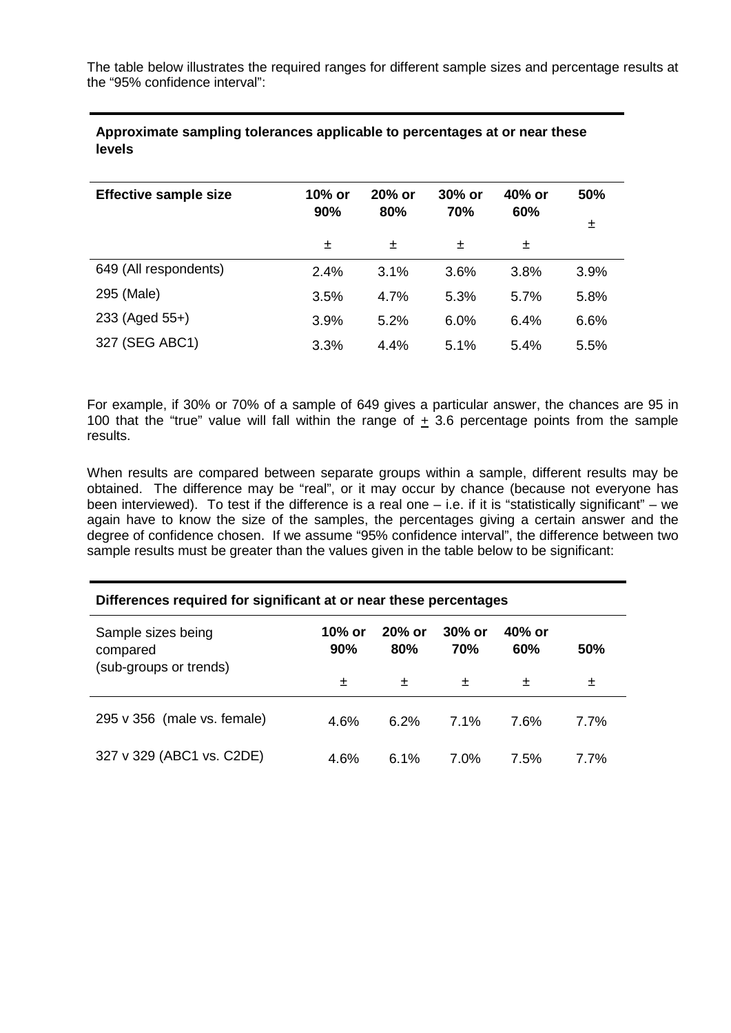The table below illustrates the required ranges for different sample sizes and percentage results at the "95% confidence interval":

**Approximate sampling tolerances applicable to percentages at or near these levels**

| Effective sample size | 10% or 90% | 20% or 80% | 30% or 70% | 40% or 60% | 50% |
|---|---|---|---|---|---|
| | ± | ± | ± | ± | ± |
| 649 (All respondents) | 2.4% | 3.1% | 3.6% | 3.8% | 3.9% |
| 295 (Male) | 3.5% | 4.7% | 5.3% | 5.7% | 5.8% |
| 233 (Aged 55+) | 3.9% | 5.2% | 6.0% | 6.4% | 6.6% |
| 327 (SEG ABC1) | 3.3% | 4.4% | 5.1% | 5.4% | 5.5% |

For example, if 30% or 70% of a sample of 649 gives a particular answer, the chances are 95 in 100 that the "true" value will fall within the range of ± 3.6 percentage points from the sample results.

When results are compared between separate groups within a sample, different results may be obtained. The difference may be "real", or it may occur by chance (because not everyone has been interviewed). To test if the difference is a real one – i.e. if it is "statistically significant" – we again have to know the size of the samples, the percentages giving a certain answer and the degree of confidence chosen. If we assume "95% confidence interval", the difference between two sample results must be greater than the values given in the table below to be significant:

**Differences required for significant at or near these percentages**

| Sample sizes being compared (sub-groups or trends) | 10% or 90% | 20% or 80% | 30% or 70% | 40% or 60% | 50% |
|---|---|---|---|---|---|
| | ± | ± | ± | ± | ± |
| 295 v 356 (male vs. female) | 4.6% | 6.2% | 7.1% | 7.6% | 7.7% |
| 327 v 329 (ABC1 vs. C2DE) | 4.6% | 6.1% | 7.0% | 7.5% | 7.7% |